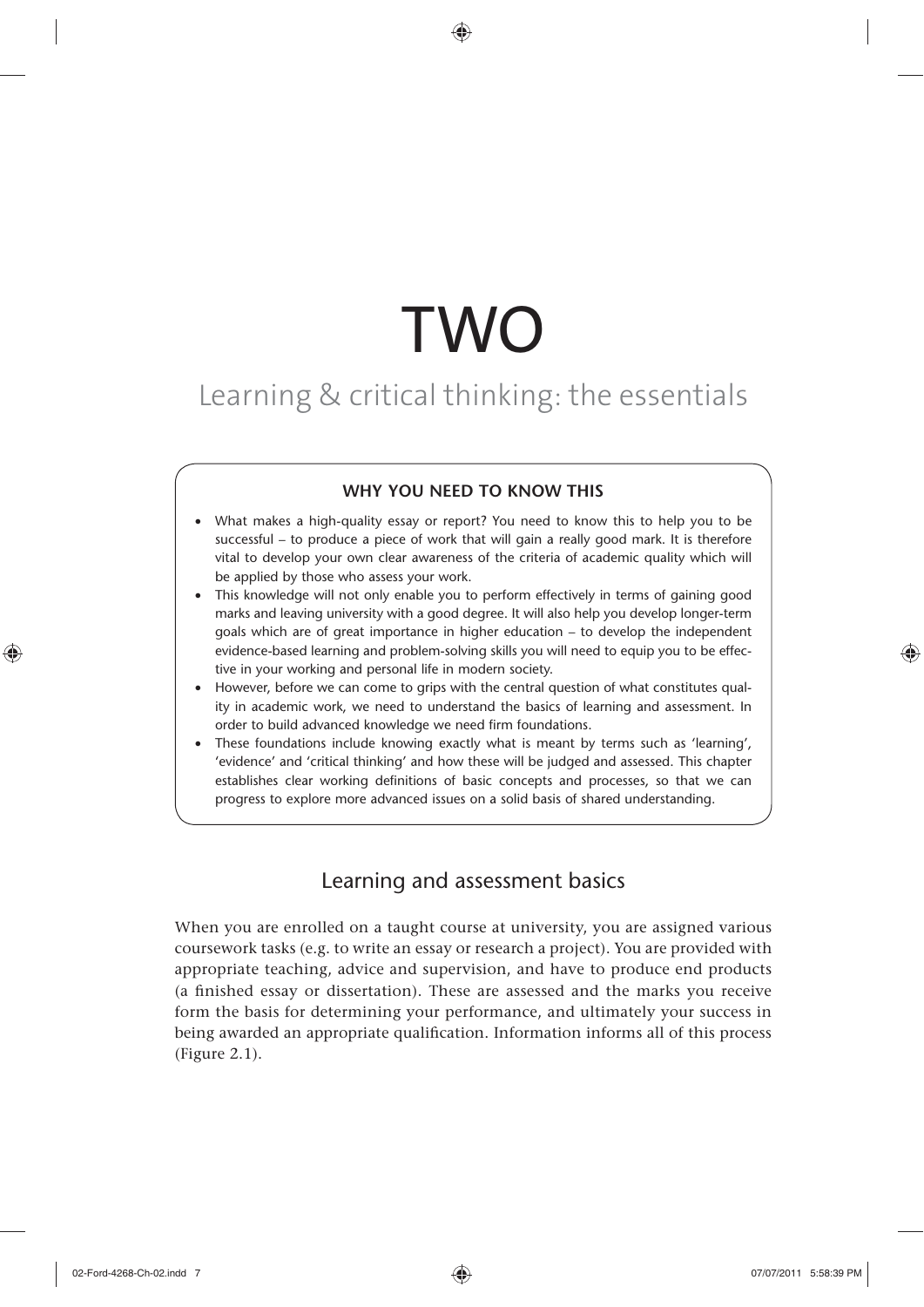# TWO

## Learning & critical thinking: the essentials

**WHY YOU NEED TO KNOW THIS**

- What makes a high-quality essay or report? You need to know this to help you to be successful – to produce a piece of work that will gain a really good mark. It is therefore vital to develop your own clear awareness of the criteria of academic quality which will be applied by those who assess your work.
- This knowledge will not only enable you to perform effectively in terms of gaining good marks and leaving university with a good degree. It will also help you develop longer-term goals which are of great importance in higher education – to develop the independent evidence-based learning and problem-solving skills you will need to equip you to be effective in your working and personal life in modern society.
- However, before we can come to grips with the central question of what constitutes quality in academic work, we need to understand the basics of learning and assessment. In order to build advanced knowledge we need firm foundations.
- These foundations include knowing exactly what is meant by terms such as 'learning', 'evidence' and 'critical thinking' and how these will be judged and assessed. This chapter establishes clear working definitions of basic concepts and processes, so that we can progress to explore more advanced issues on a solid basis of shared understanding.

### Learning and assessment basics

When you are enrolled on a taught course at university, you are assigned various coursework tasks (e.g. to write an essay or research a project). You are provided with appropriate teaching, advice and supervision, and have to produce end products (a finished essay or dissertation). These are assessed and the marks you receive form the basis for determining your performance, and ultimately your success in being awarded an appropriate qualification. Information informs all of this process (Figure 2.1).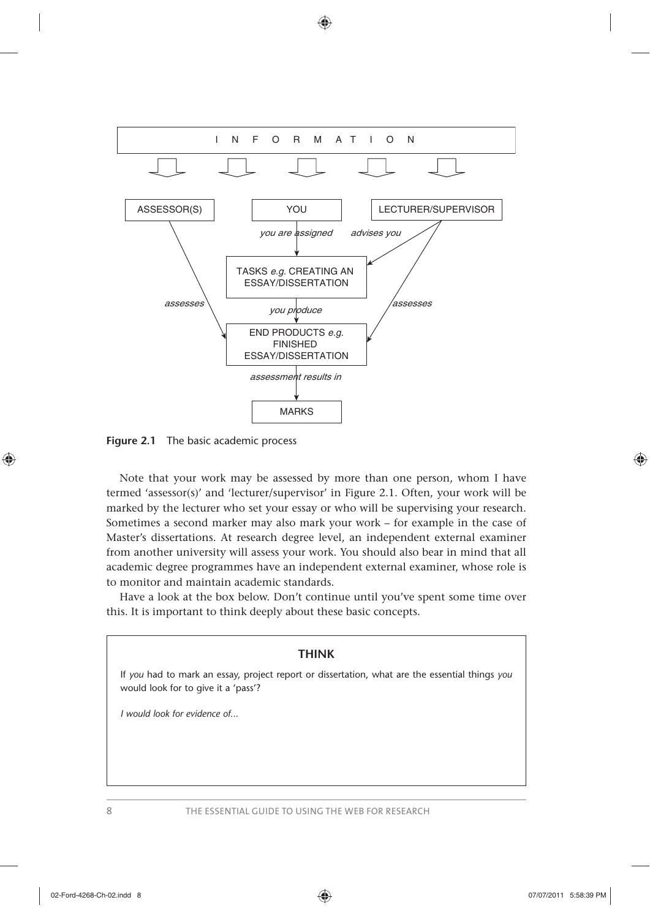INFORMATION

ASSESSOR(S) — YOU — LECTURER/SUPERVISOR

- YOU → *you are assigned* → TASKS *e.g.* CREATING AN ESSAY/DISSERTATION
- LECTURER/SUPERVISOR → *advises you* → TASKS *e.g.* CREATING AN ESSAY/DISSERTATION
- TASKS → *you produce* → END PRODUCTS *e.g.* FINISHED ESSAY/DISSERTATION
- ASSESSOR(S) → *assesses* → END PRODUCTS
- LECTURER/SUPERVISOR → *assesses* → END PRODUCTS
- END PRODUCTS → *assessment results in* → MARKS

**Figure 2.1** The basic academic process

Note that your work may be assessed by more than one person, whom I have termed 'assessor(s)' and 'lecturer/supervisor' in Figure 2.1. Often, your work will be marked by the lecturer who set your essay or who will be supervising your research. Sometimes a second marker may also mark your work – for example in the case of Master's dissertations. At research degree level, an independent external examiner from another university will assess your work. You should also bear in mind that all academic degree programmes have an independent external examiner, whose role is to monitor and maintain academic standards.

Have a look at the box below. Don't continue until you've spent some time over this. It is important to think deeply about these basic concepts.

> **THINK**
>
> If *you* had to mark an essay, project report or dissertation, what are the essential things *you* would look for to give it a 'pass'?
>
> *I would look for evidence of...*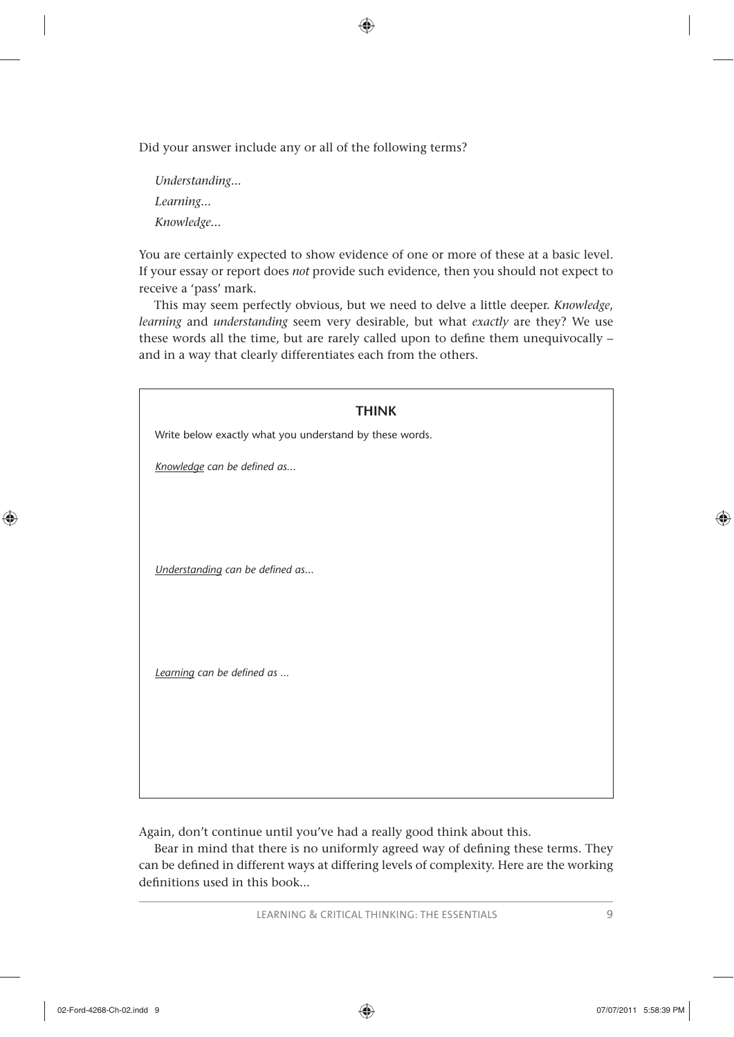Did your answer include any or all of the following terms?

*Understanding...*
*Learning...*
*Knowledge...*

You are certainly expected to show evidence of one or more of these at a basic level. If your essay or report does *not* provide such evidence, then you should not expect to receive a 'pass' mark.

This may seem perfectly obvious, but we need to delve a little deeper. *Knowledge*, *learning* and *understanding* seem very desirable, but what *exactly* are they? We use these words all the time, but are rarely called upon to define them unequivocally – and in a way that clearly differentiates each from the others.

> **THINK**
>
> Write below exactly what you understand by these words.
>
> *Knowledge can be defined as...*
>
> *Understanding can be defined as...*
>
> *Learning can be defined as ...*

Again, don't continue until you've had a really good think about this.

Bear in mind that there is no uniformly agreed way of defining these terms. They can be defined in different ways at differing levels of complexity. Here are the working definitions used in this book...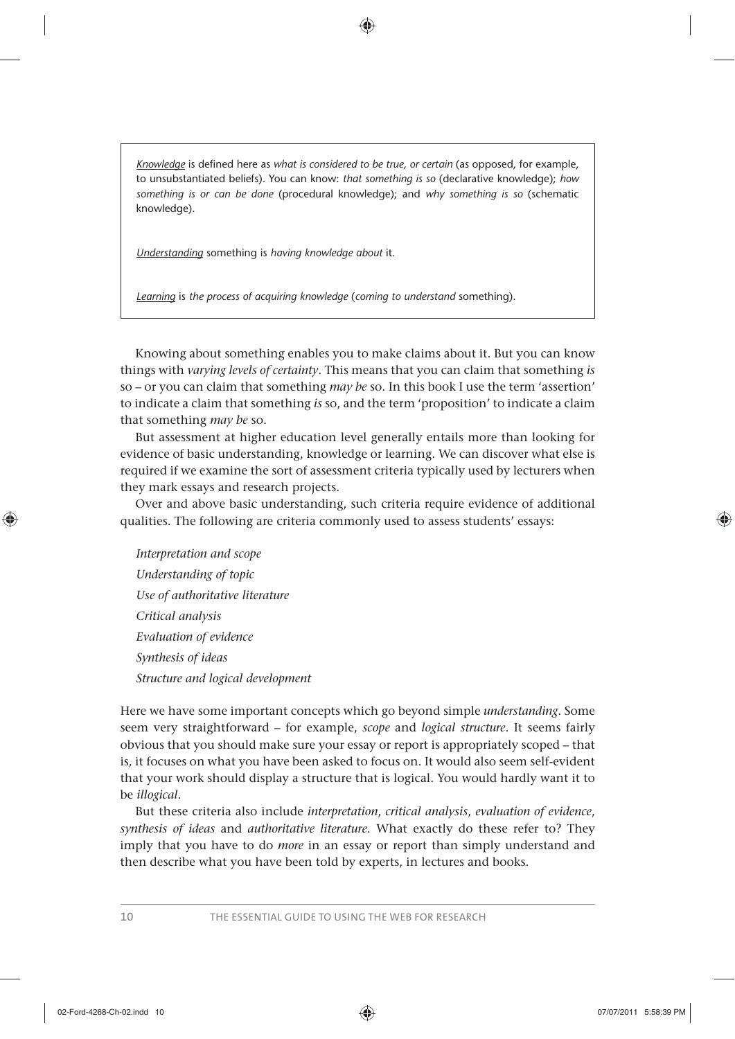> *Knowledge* is defined here as *what is considered to be true, or certain* (as opposed, for example, to unsubstantiated beliefs). You can know: *that something is so* (declarative knowledge); *how something is or can be done* (procedural knowledge); and *why something is so* (schematic knowledge).
>
> *Understanding* something is *having knowledge about* it.
>
> *Learning* is *the process of acquiring knowledge* (*coming to understand* something).

Knowing about something enables you to make claims about it. But you can know things with *varying levels of certainty*. This means that you can claim that something *is* so – or you can claim that something *may be* so. In this book I use the term 'assertion' to indicate a claim that something *is* so, and the term 'proposition' to indicate a claim that something *may be* so.

But assessment at higher education level generally entails more than looking for evidence of basic understanding, knowledge or learning. We can discover what else is required if we examine the sort of assessment criteria typically used by lecturers when they mark essays and research projects.

Over and above basic understanding, such criteria require evidence of additional qualities. The following are criteria commonly used to assess students' essays:

*Interpretation and scope*
*Understanding of topic*
*Use of authoritative literature*
*Critical analysis*
*Evaluation of evidence*
*Synthesis of ideas*
*Structure and logical development*

Here we have some important concepts which go beyond simple *understanding*. Some seem very straightforward – for example, *scope* and *logical structure*. It seems fairly obvious that you should make sure your essay or report is appropriately scoped – that is, it focuses on what you have been asked to focus on. It would also seem self-evident that your work should display a structure that is logical. You would hardly want it to be *illogical*.

But these criteria also include *interpretation*, *critical analysis*, *evaluation of evidence*, *synthesis of ideas* and *authoritative literature*. What exactly do these refer to? They imply that you have to do *more* in an essay or report than simply understand and then describe what you have been told by experts, in lectures and books.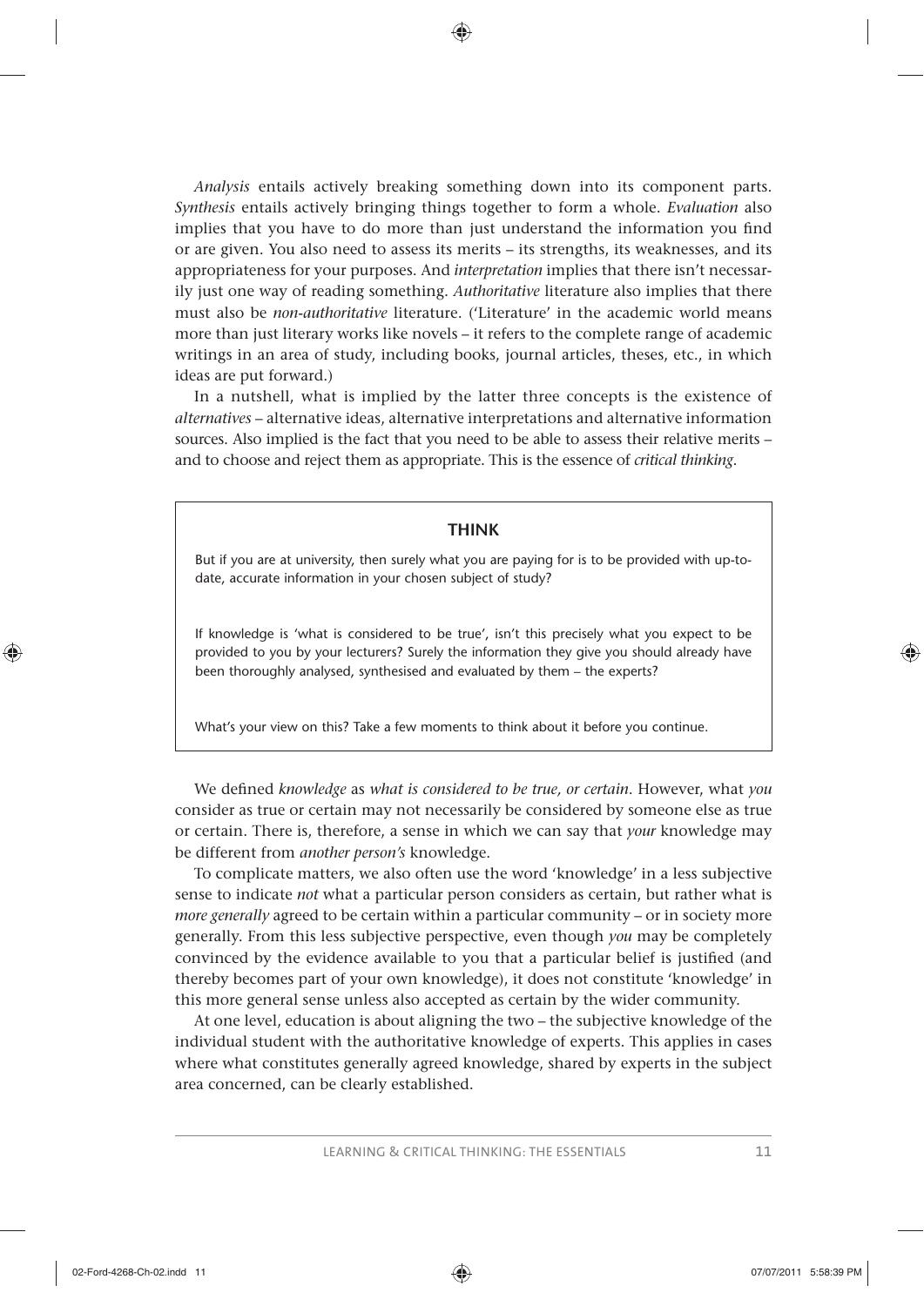*Analysis* entails actively breaking something down into its component parts. *Synthesis* entails actively bringing things together to form a whole. *Evaluation* also implies that you have to do more than just understand the information you find or are given. You also need to assess its merits – its strengths, its weaknesses, and its appropriateness for your purposes. And *interpretation* implies that there isn't necessarily just one way of reading something. *Authoritative* literature also implies that there must also be *non-authoritative* literature. ('Literature' in the academic world means more than just literary works like novels – it refers to the complete range of academic writings in an area of study, including books, journal articles, theses, etc., in which ideas are put forward.)

In a nutshell, what is implied by the latter three concepts is the existence of *alternatives* – alternative ideas, alternative interpretations and alternative information sources. Also implied is the fact that you need to be able to assess their relative merits – and to choose and reject them as appropriate. This is the essence of *critical thinking*.

> **THINK**
>
> But if you are at university, then surely what you are paying for is to be provided with up-to-date, accurate information in your chosen subject of study?
>
> If knowledge is 'what is considered to be true', isn't this precisely what you expect to be provided to you by your lecturers? Surely the information they give you should already have been thoroughly analysed, synthesised and evaluated by them – the experts?
>
> What's your view on this? Take a few moments to think about it before you continue.

We defined *knowledge* as *what is considered to be true, or certain*. However, what *you* consider as true or certain may not necessarily be considered by someone else as true or certain. There is, therefore, a sense in which we can say that *your* knowledge may be different from *another person's* knowledge.

To complicate matters, we also often use the word 'knowledge' in a less subjective sense to indicate *not* what a particular person considers as certain, but rather what is *more generally* agreed to be certain within a particular community – or in society more generally. From this less subjective perspective, even though *you* may be completely convinced by the evidence available to you that a particular belief is justified (and thereby becomes part of your own knowledge), it does not constitute 'knowledge' in this more general sense unless also accepted as certain by the wider community.

At one level, education is about aligning the two – the subjective knowledge of the individual student with the authoritative knowledge of experts. This applies in cases where what constitutes generally agreed knowledge, shared by experts in the subject area concerned, can be clearly established.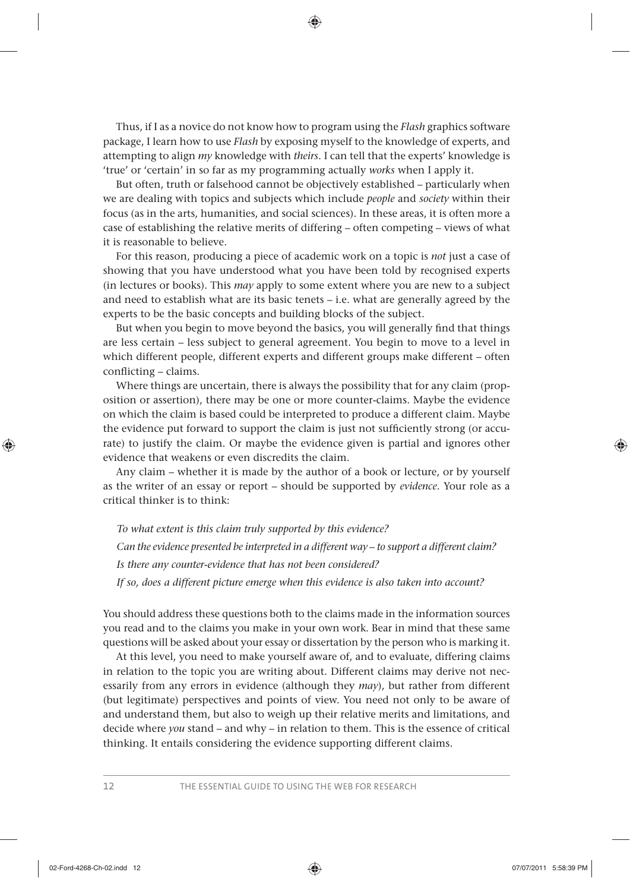Thus, if I as a novice do not know how to program using the *Flash* graphics software package, I learn how to use *Flash* by exposing myself to the knowledge of experts, and attempting to align *my* knowledge with *theirs*. I can tell that the experts' knowledge is 'true' or 'certain' in so far as my programming actually *works* when I apply it.

But often, truth or falsehood cannot be objectively established – particularly when we are dealing with topics and subjects which include *people* and *society* within their focus (as in the arts, humanities, and social sciences). In these areas, it is often more a case of establishing the relative merits of differing – often competing – views of what it is reasonable to believe.

For this reason, producing a piece of academic work on a topic is *not* just a case of showing that you have understood what you have been told by recognised experts (in lectures or books). This *may* apply to some extent where you are new to a subject and need to establish what are its basic tenets – i.e. what are generally agreed by the experts to be the basic concepts and building blocks of the subject.

But when you begin to move beyond the basics, you will generally find that things are less certain – less subject to general agreement. You begin to move to a level in which different people, different experts and different groups make different – often conflicting – claims.

Where things are uncertain, there is always the possibility that for any claim (proposition or assertion), there may be one or more counter-claims. Maybe the evidence on which the claim is based could be interpreted to produce a different claim. Maybe the evidence put forward to support the claim is just not sufficiently strong (or accurate) to justify the claim. Or maybe the evidence given is partial and ignores other evidence that weakens or even discredits the claim.

Any claim – whether it is made by the author of a book or lecture, or by yourself as the writer of an essay or report – should be supported by *evidence*. Your role as a critical thinker is to think:

*To what extent is this claim truly supported by this evidence?*

*Can the evidence presented be interpreted in a different way – to support a different claim?*

*Is there any counter-evidence that has not been considered?*

*If so, does a different picture emerge when this evidence is also taken into account?*

You should address these questions both to the claims made in the information sources you read and to the claims you make in your own work. Bear in mind that these same questions will be asked about your essay or dissertation by the person who is marking it.

At this level, you need to make yourself aware of, and to evaluate, differing claims in relation to the topic you are writing about. Different claims may derive not necessarily from any errors in evidence (although they *may*), but rather from different (but legitimate) perspectives and points of view. You need not only to be aware of and understand them, but also to weigh up their relative merits and limitations, and decide where *you* stand – and why – in relation to them. This is the essence of critical thinking. It entails considering the evidence supporting different claims.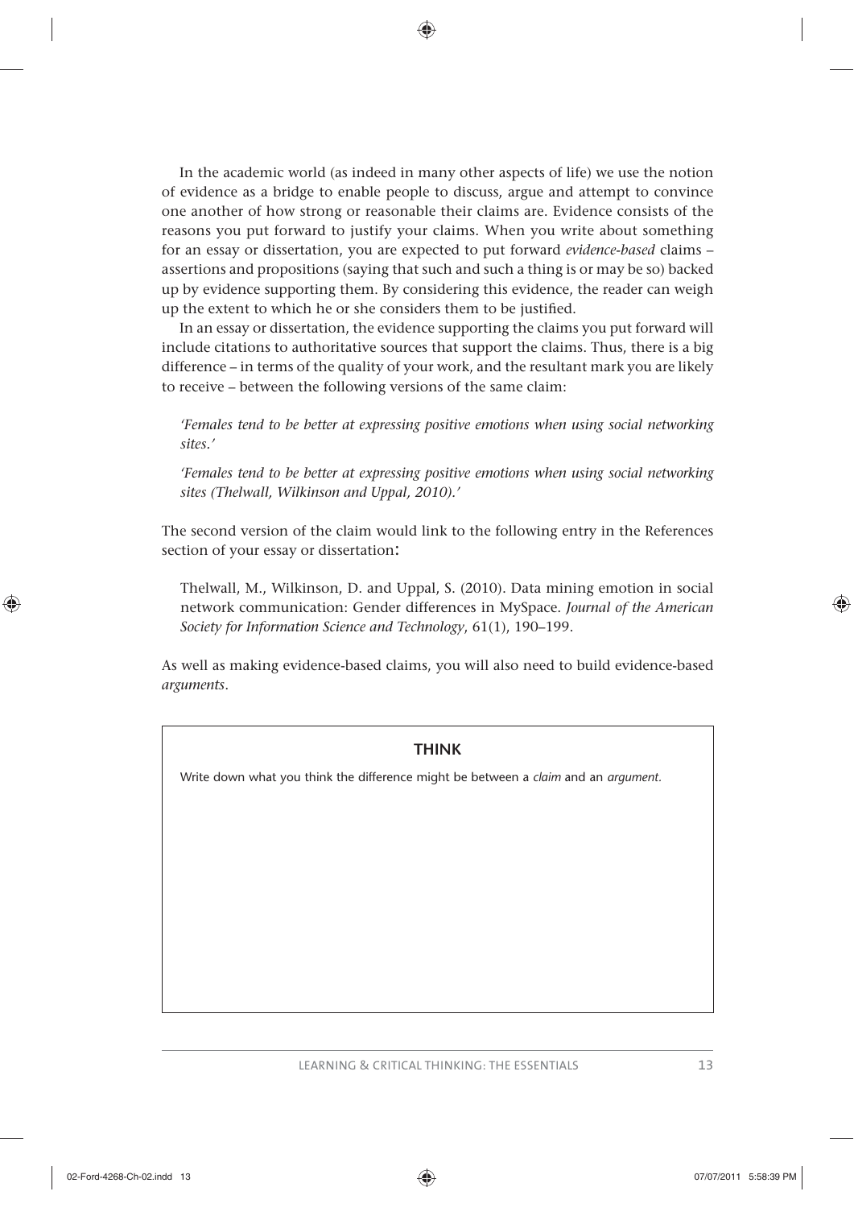In the academic world (as indeed in many other aspects of life) we use the notion of evidence as a bridge to enable people to discuss, argue and attempt to convince one another of how strong or reasonable their claims are. Evidence consists of the reasons you put forward to justify your claims. When you write about something for an essay or dissertation, you are expected to put forward *evidence-based* claims – assertions and propositions (saying that such and such a thing is or may be so) backed up by evidence supporting them. By considering this evidence, the reader can weigh up the extent to which he or she considers them to be justified.

In an essay or dissertation, the evidence supporting the claims you put forward will include citations to authoritative sources that support the claims. Thus, there is a big difference – in terms of the quality of your work, and the resultant mark you are likely to receive – between the following versions of the same claim:

*'Females tend to be better at expressing positive emotions when using social networking sites.'*

*'Females tend to be better at expressing positive emotions when using social networking sites (Thelwall, Wilkinson and Uppal, 2010).'*

The second version of the claim would link to the following entry in the References section of your essay or dissertation:

Thelwall, M., Wilkinson, D. and Uppal, S. (2010). Data mining emotion in social network communication: Gender differences in MySpace. *Journal of the American Society for Information Science and Technology*, 61(1), 190–199.

As well as making evidence-based claims, you will also need to build evidence-based *arguments*.

### THINK

Write down what you think the difference might be between a *claim* and an *argument*.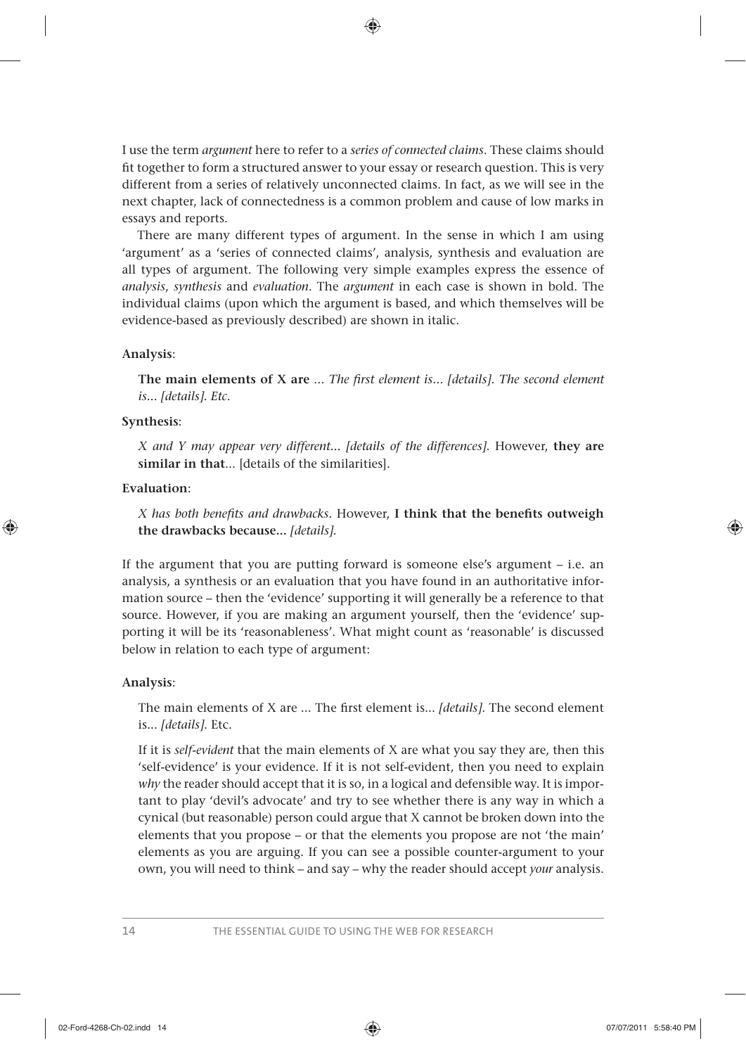I use the term *argument* here to refer to a *series of connected claims*. These claims should fit together to form a structured answer to your essay or research question. This is very different from a series of relatively unconnected claims. In fact, as we will see in the next chapter, lack of connectedness is a common problem and cause of low marks in essays and reports.

There are many different types of argument. In the sense in which I am using 'argument' as a 'series of connected claims', analysis, synthesis and evaluation are all types of argument. The following very simple examples express the essence of *analysis*, *synthesis* and *evaluation*. The *argument* in each case is shown in bold. The individual claims (upon which the argument is based, and which themselves will be evidence-based as previously described) are shown in italic.

**Analysis**:

> **The main elements of X are** ... *The first element is... [details]. The second element is... [details]. Etc.*

**Synthesis**:

> *X and Y may appear very different... [details of the differences].* However, **they are similar in that**... [details of the similarities].

**Evaluation**:

> *X has both benefits and drawbacks.* However, **I think that the benefits outweigh the drawbacks because...** *[details].*

If the argument that you are putting forward is someone else's argument – i.e. an analysis, a synthesis or an evaluation that you have found in an authoritative information source – then the 'evidence' supporting it will generally be a reference to that source. However, if you are making an argument yourself, then the 'evidence' supporting it will be its 'reasonableness'. What might count as 'reasonable' is discussed below in relation to each type of argument:

**Analysis**:

> The main elements of X are ... The first element is... *[details]*. The second element is... *[details]*. Etc.
>
> If it is *self-evident* that the main elements of X are what you say they are, then this 'self-evidence' is your evidence. If it is not self-evident, then you need to explain *why* the reader should accept that it is so, in a logical and defensible way. It is important to play 'devil's advocate' and try to see whether there is any way in which a cynical (but reasonable) person could argue that X cannot be broken down into the elements that you propose – or that the elements you propose are not 'the main' elements as you are arguing. If you can see a possible counter-argument to your own, you will need to think – and say – why the reader should accept *your* analysis.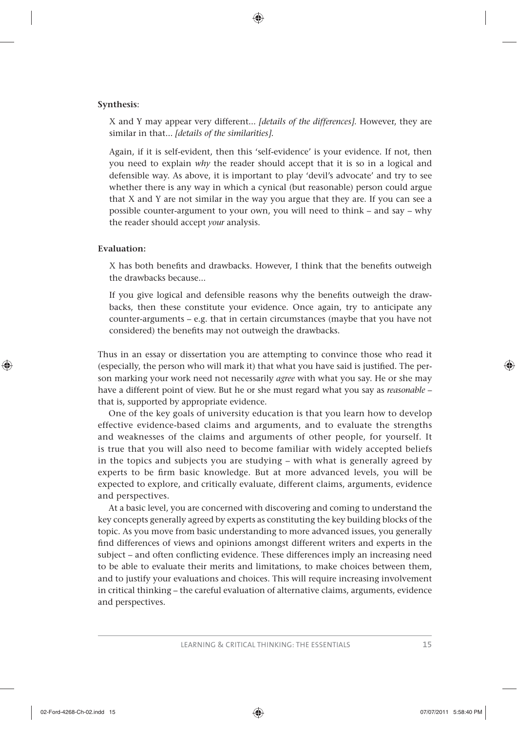**Synthesis**:

> X and Y may appear very different... *[details of the differences].* However, they are similar in that... *[details of the similarities].*
>
> Again, if it is self-evident, then this 'self-evidence' is your evidence. If not, then you need to explain *why* the reader should accept that it is so in a logical and defensible way. As above, it is important to play 'devil's advocate' and try to see whether there is any way in which a cynical (but reasonable) person could argue that X and Y are not similar in the way you argue that they are. If you can see a possible counter-argument to your own, you will need to think – and say – why the reader should accept *your* analysis.

**Evaluation:**

> X has both benefits and drawbacks. However, I think that the benefits outweigh the drawbacks because...
>
> If you give logical and defensible reasons why the benefits outweigh the drawbacks, then these constitute your evidence. Once again, try to anticipate any counter-arguments – e.g. that in certain circumstances (maybe that you have not considered) the benefits may not outweigh the drawbacks.

Thus in an essay or dissertation you are attempting to convince those who read it (especially, the person who will mark it) that what you have said is justified. The person marking your work need not necessarily *agree* with what you say. He or she may have a different point of view. But he or she must regard what you say as *reasonable* – that is, supported by appropriate evidence.

One of the key goals of university education is that you learn how to develop effective evidence-based claims and arguments, and to evaluate the strengths and weaknesses of the claims and arguments of other people, for yourself. It is true that you will also need to become familiar with widely accepted beliefs in the topics and subjects you are studying – with what is generally agreed by experts to be firm basic knowledge. But at more advanced levels, you will be expected to explore, and critically evaluate, different claims, arguments, evidence and perspectives.

At a basic level, you are concerned with discovering and coming to understand the key concepts generally agreed by experts as constituting the key building blocks of the topic. As you move from basic understanding to more advanced issues, you generally find differences of views and opinions amongst different writers and experts in the subject – and often conflicting evidence. These differences imply an increasing need to be able to evaluate their merits and limitations, to make choices between them, and to justify your evaluations and choices. This will require increasing involvement in critical thinking – the careful evaluation of alternative claims, arguments, evidence and perspectives.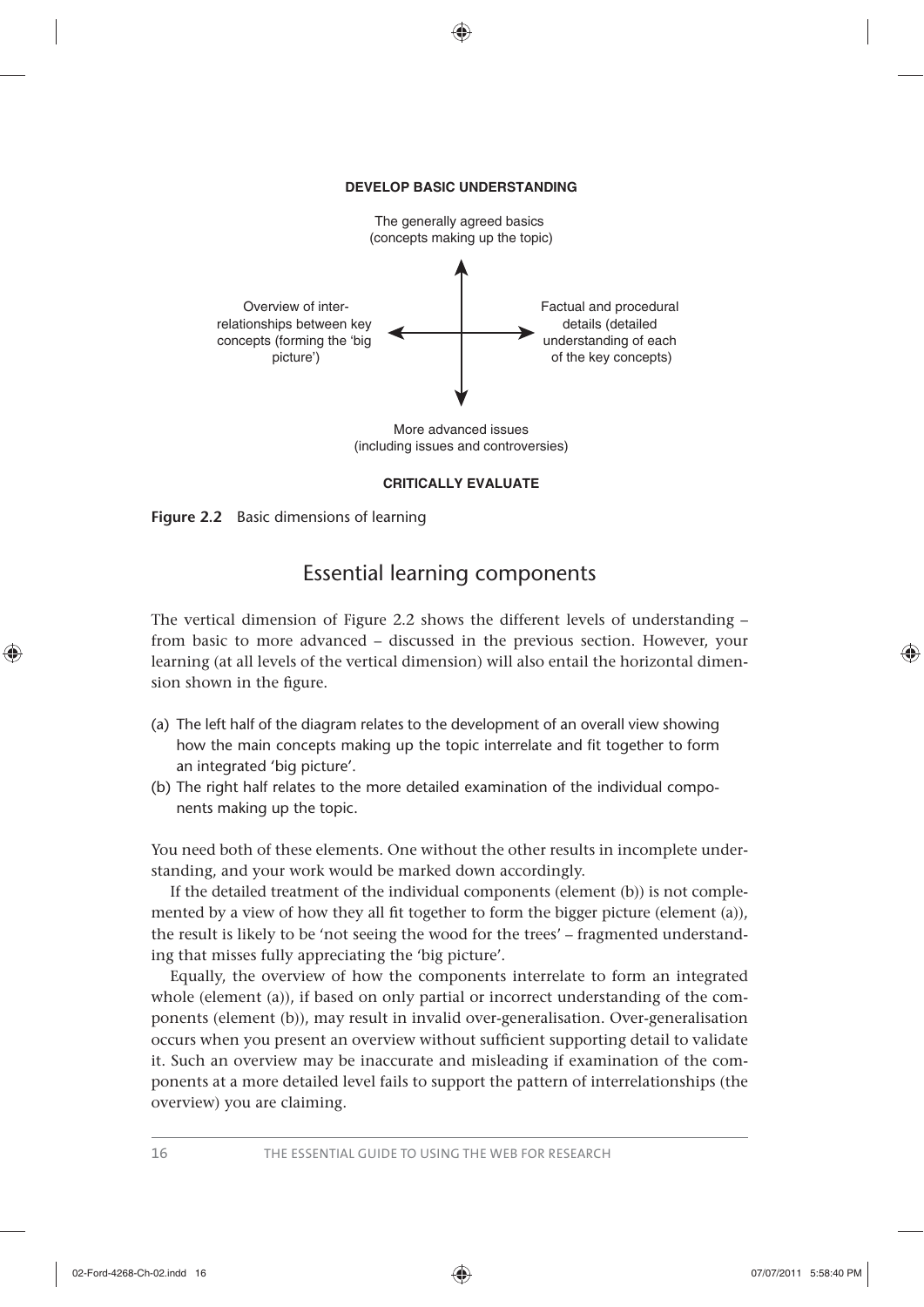DEVELOP BASIC UNDERSTANDING

The generally agreed basics
(concepts making up the topic)

Overview of inter-relationships between key concepts (forming the 'big picture')

Factual and procedural details (detailed understanding of each of the key concepts)

More advanced issues
(including issues and controversies)

CRITICALLY EVALUATE

**Figure 2.2** Basic dimensions of learning

## Essential learning components

The vertical dimension of Figure 2.2 shows the different levels of understanding – from basic to more advanced – discussed in the previous section. However, your learning (at all levels of the vertical dimension) will also entail the horizontal dimension shown in the figure.

(a) The left half of the diagram relates to the development of an overall view showing how the main concepts making up the topic interrelate and fit together to form an integrated 'big picture'.

(b) The right half relates to the more detailed examination of the individual components making up the topic.

You need both of these elements. One without the other results in incomplete understanding, and your work would be marked down accordingly.

If the detailed treatment of the individual components (element (b)) is not complemented by a view of how they all fit together to form the bigger picture (element (a)), the result is likely to be 'not seeing the wood for the trees' – fragmented understanding that misses fully appreciating the 'big picture'.

Equally, the overview of how the components interrelate to form an integrated whole (element (a)), if based on only partial or incorrect understanding of the components (element (b)), may result in invalid over-generalisation. Over-generalisation occurs when you present an overview without sufficient supporting detail to validate it. Such an overview may be inaccurate and misleading if examination of the components at a more detailed level fails to support the pattern of interrelationships (the overview) you are claiming.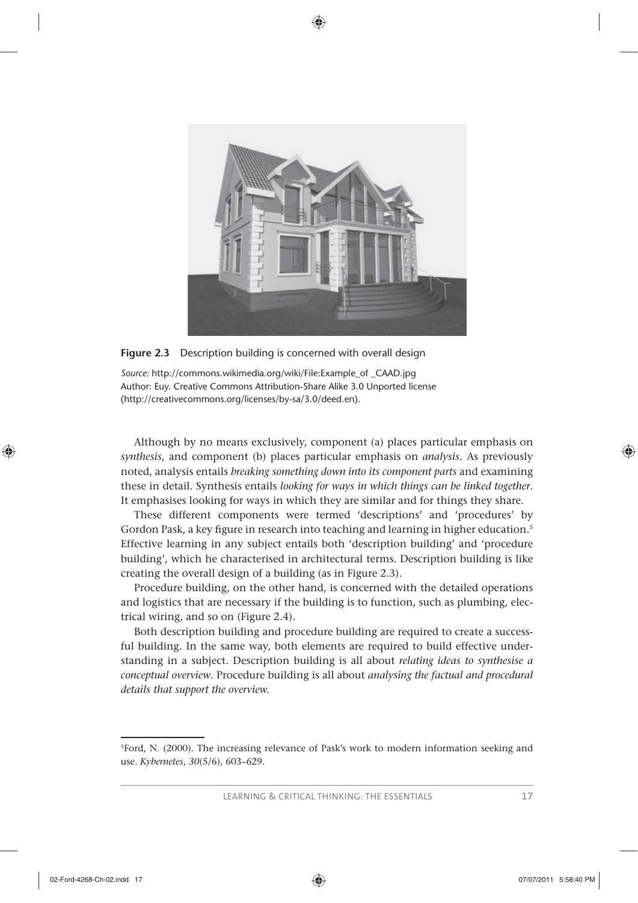**Figure 2.3** Description building is concerned with overall design

*Source:* http://commons.wikimedia.org/wiki/File:Example_of _CAAD.jpg
Author: Euy. Creative Commons Attribution-Share Alike 3.0 Unported license (http://creativecommons.org/licenses/by-sa/3.0/deed.en).

Although by no means exclusively, component (a) places particular emphasis on *synthesis*, and component (b) places particular emphasis on *analysis*. As previously noted, analysis entails *breaking something down into its component parts* and examining these in detail. Synthesis entails *looking for ways in which things can be linked together*. It emphasises looking for ways in which they are similar and for things they share.

These different components were termed 'descriptions' and 'procedures' by Gordon Pask, a key figure in research into teaching and learning in higher education.[5] Effective learning in any subject entails both 'description building' and 'procedure building', which he characterised in architectural terms. Description building is like creating the overall design of a building (as in Figure 2.3).

Procedure building, on the other hand, is concerned with the detailed operations and logistics that are necessary if the building is to function, such as plumbing, electrical wiring, and so on (Figure 2.4).

Both description building and procedure building are required to create a successful building. In the same way, both elements are required to build effective understanding in a subject. Description building is all about *relating ideas to synthesise a conceptual overview*. Procedure building is all about *analysing the factual and procedural details that support the overview.*

[5]Ford, N. (2000). The increasing relevance of Pask's work to modern information seeking and use. *Kybernetes*, *30*(5/6), 603–629.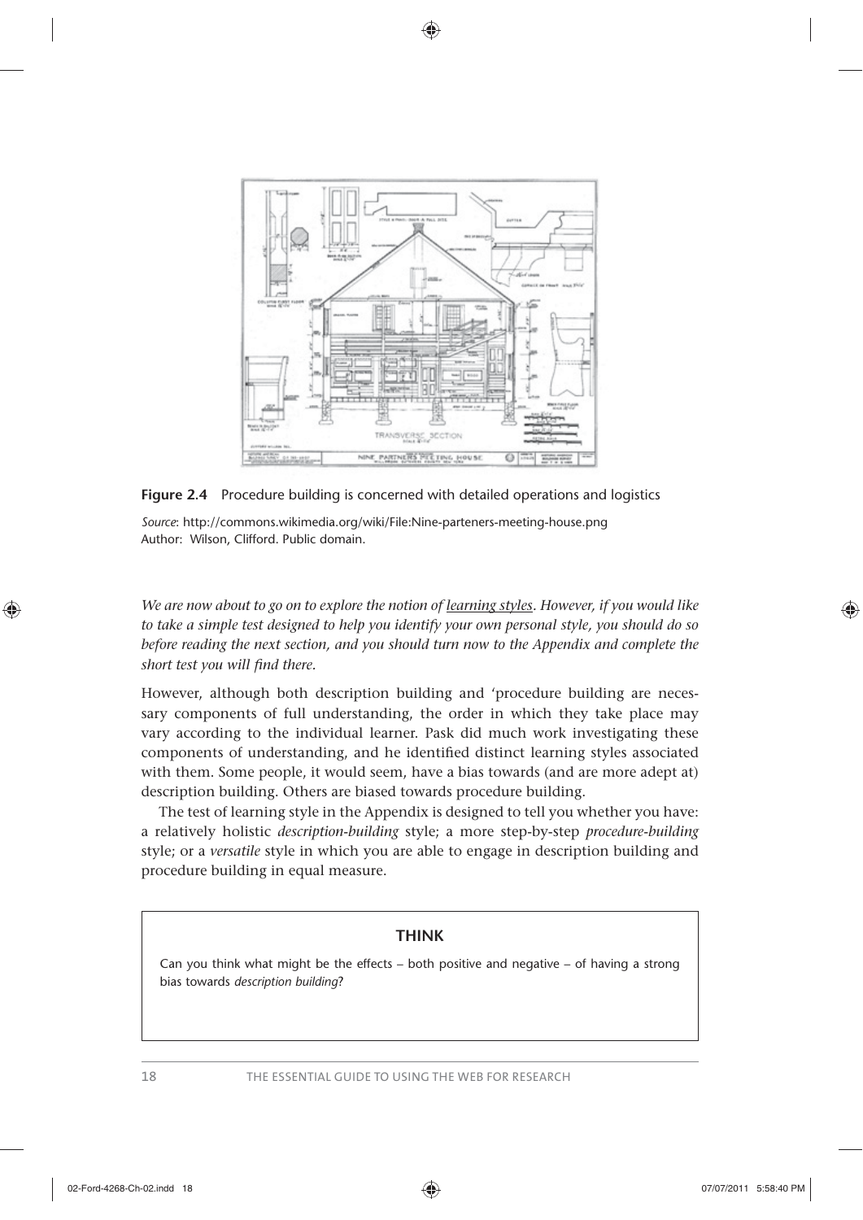**Figure 2.4** Procedure building is concerned with detailed operations and logistics

*Source*: http://commons.wikimedia.org/wiki/File:Nine-parteners-meeting-house.png
Author: Wilson, Clifford. Public domain.

*We are now about to go on to explore the notion of learning styles. However, if you would like to take a simple test designed to help you identify your own personal style, you should do so before reading the next section, and you should turn now to the Appendix and complete the short test you will find there.*

However, although both description building and 'procedure building are necessary components of full understanding, the order in which they take place may vary according to the individual learner. Pask did much work investigating these components of understanding, and he identified distinct learning styles associated with them. Some people, it would seem, have a bias towards (and are more adept at) description building. Others are biased towards procedure building.

The test of learning style in the Appendix is designed to tell you whether you have: a relatively holistic *description-building* style; a more step-by-step *procedure-building* style; or a *versatile* style in which you are able to engage in description building and procedure building in equal measure.

### THINK

Can you think what might be the effects – both positive and negative – of having a strong bias towards *description building*?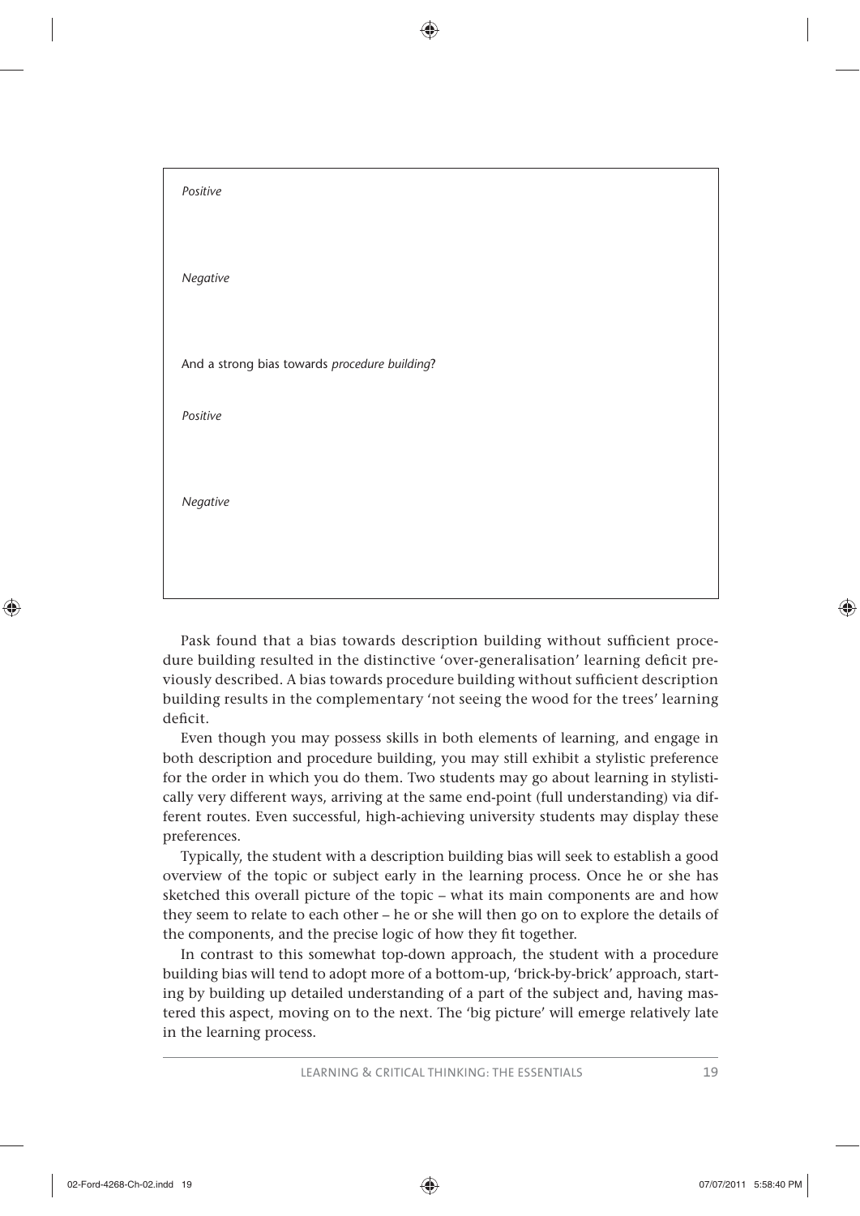*Positive*

*Negative*

And a strong bias towards *procedure building*?

*Positive*

*Negative*

Pask found that a bias towards description building without sufficient procedure building resulted in the distinctive 'over-generalisation' learning deficit previously described. A bias towards procedure building without sufficient description building results in the complementary 'not seeing the wood for the trees' learning deficit.

Even though you may possess skills in both elements of learning, and engage in both description and procedure building, you may still exhibit a stylistic preference for the order in which you do them. Two students may go about learning in stylistically very different ways, arriving at the same end-point (full understanding) via different routes. Even successful, high-achieving university students may display these preferences.

Typically, the student with a description building bias will seek to establish a good overview of the topic or subject early in the learning process. Once he or she has sketched this overall picture of the topic – what its main components are and how they seem to relate to each other – he or she will then go on to explore the details of the components, and the precise logic of how they fit together.

In contrast to this somewhat top-down approach, the student with a procedure building bias will tend to adopt more of a bottom-up, 'brick-by-brick' approach, starting by building up detailed understanding of a part of the subject and, having mastered this aspect, moving on to the next. The 'big picture' will emerge relatively late in the learning process.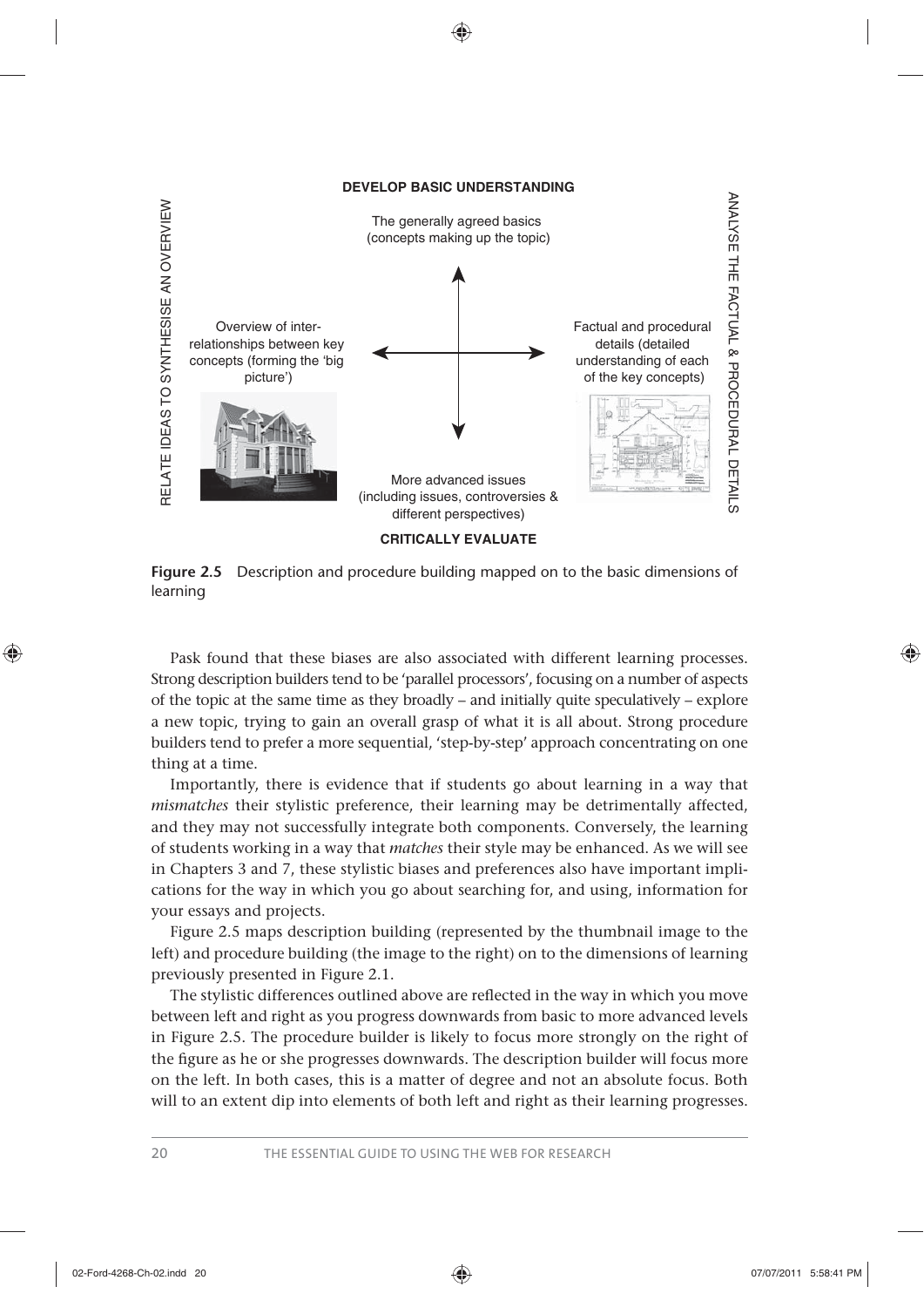**DEVELOP BASIC UNDERSTANDING**

The generally agreed basics (concepts making up the topic)

RELATE IDEAS TO SYNTHESISE AN OVERVIEW

Overview of inter-relationships between key concepts (forming the 'big picture')

ANALYSE THE FACTUAL & PROCEDURAL DETAILS

Factual and procedural details (detailed understanding of each of the key concepts)

More advanced issues (including issues, controversies & different perspectives)

**CRITICALLY EVALUATE**

**Figure 2.5** Description and procedure building mapped on to the basic dimensions of learning

Pask found that these biases are also associated with different learning processes. Strong description builders tend to be 'parallel processors', focusing on a number of aspects of the topic at the same time as they broadly – and initially quite speculatively – explore a new topic, trying to gain an overall grasp of what it is all about. Strong procedure builders tend to prefer a more sequential, 'step-by-step' approach concentrating on one thing at a time.

Importantly, there is evidence that if students go about learning in a way that *mismatches* their stylistic preference, their learning may be detrimentally affected, and they may not successfully integrate both components. Conversely, the learning of students working in a way that *matches* their style may be enhanced. As we will see in Chapters 3 and 7, these stylistic biases and preferences also have important implications for the way in which you go about searching for, and using, information for your essays and projects.

Figure 2.5 maps description building (represented by the thumbnail image to the left) and procedure building (the image to the right) on to the dimensions of learning previously presented in Figure 2.1.

The stylistic differences outlined above are reflected in the way in which you move between left and right as you progress downwards from basic to more advanced levels in Figure 2.5. The procedure builder is likely to focus more strongly on the right of the figure as he or she progresses downwards. The description builder will focus more on the left. In both cases, this is a matter of degree and not an absolute focus. Both will to an extent dip into elements of both left and right as their learning progresses.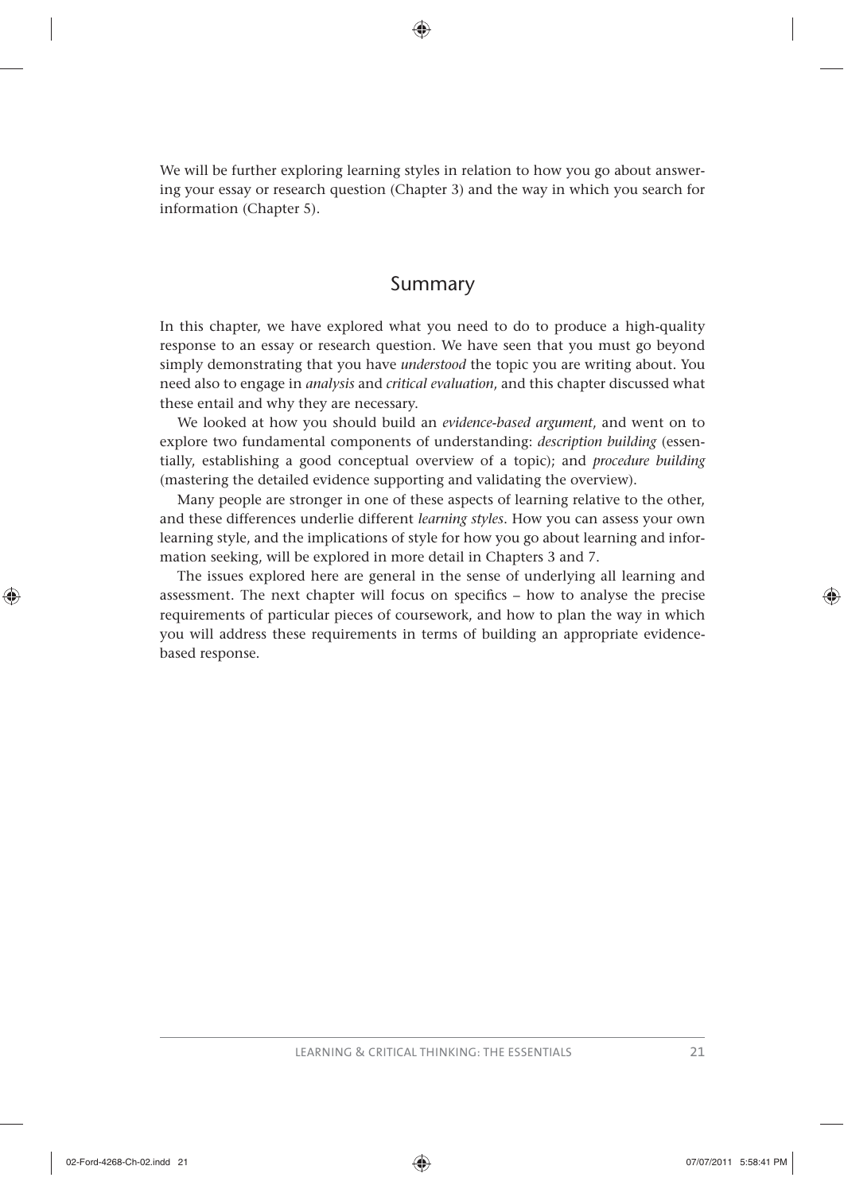We will be further exploring learning styles in relation to how you go about answering your essay or research question (Chapter 3) and the way in which you search for information (Chapter 5).

## Summary

In this chapter, we have explored what you need to do to produce a high-quality response to an essay or research question. We have seen that you must go beyond simply demonstrating that you have *understood* the topic you are writing about. You need also to engage in *analysis* and *critical evaluation*, and this chapter discussed what these entail and why they are necessary.

We looked at how you should build an *evidence-based argument*, and went on to explore two fundamental components of understanding: *description building* (essentially, establishing a good conceptual overview of a topic); and *procedure building* (mastering the detailed evidence supporting and validating the overview).

Many people are stronger in one of these aspects of learning relative to the other, and these differences underlie different *learning styles*. How you can assess your own learning style, and the implications of style for how you go about learning and information seeking, will be explored in more detail in Chapters 3 and 7.

The issues explored here are general in the sense of underlying all learning and assessment. The next chapter will focus on specifics – how to analyse the precise requirements of particular pieces of coursework, and how to plan the way in which you will address these requirements in terms of building an appropriate evidence-based response.